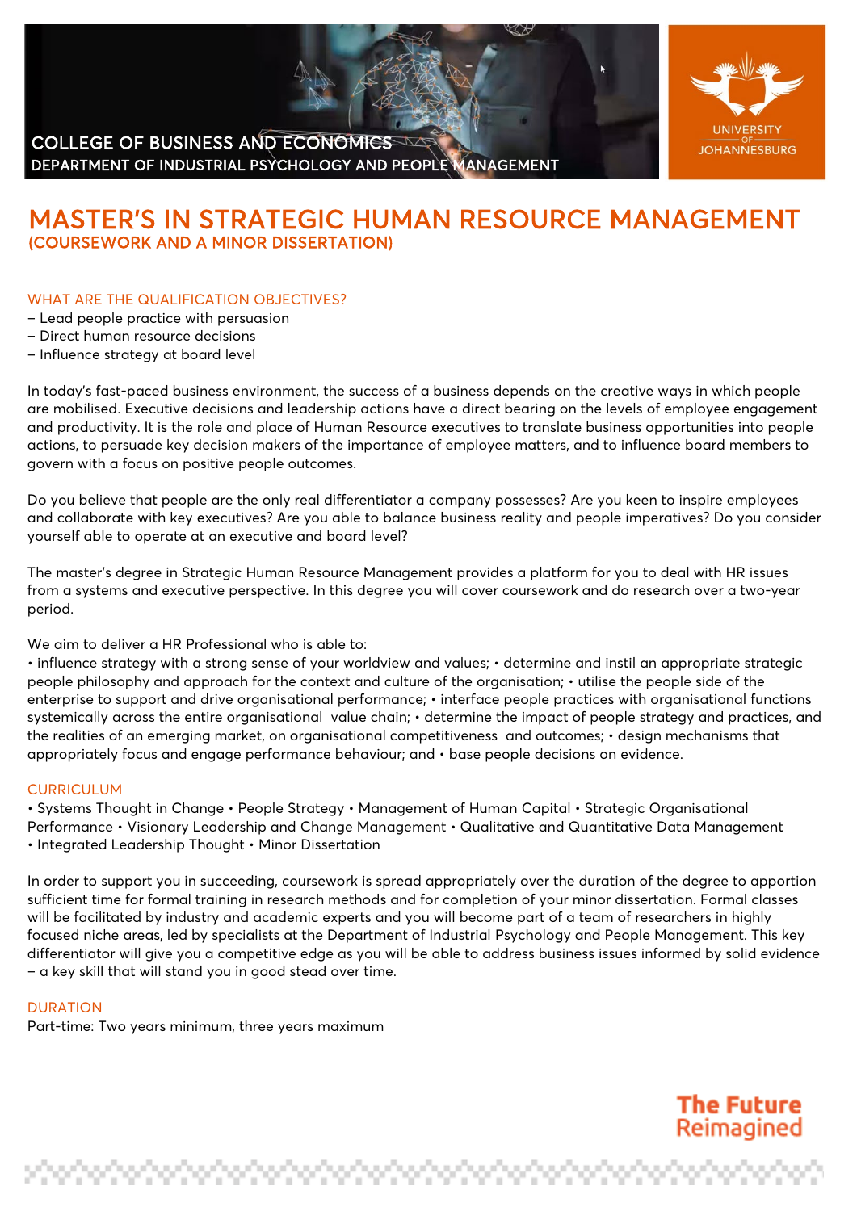COLLEGE OF BUSINESS AND ECONOMICS
DEPARTMENT OF INDUSTRIAL PSYCHOLOGY AND PEOPLE MANAGEMENT

UNIVERSITY OF JOHANNESBURG

# MASTER'S IN STRATEGIC HUMAN RESOURCE MANAGEMENT
## (COURSEWORK AND A MINOR DISSERTATION)

### WHAT ARE THE QUALIFICATION OBJECTIVES?

– Lead people practice with persuasion
– Direct human resource decisions
– Influence strategy at board level

In today's fast-paced business environment, the success of a business depends on the creative ways in which people are mobilised. Executive decisions and leadership actions have a direct bearing on the levels of employee engagement and productivity. It is the role and place of Human Resource executives to translate business opportunities into people actions, to persuade key decision makers of the importance of employee matters, and to influence board members to govern with a focus on positive people outcomes.

Do you believe that people are the only real differentiator a company possesses? Are you keen to inspire employees and collaborate with key executives? Are you able to balance business reality and people imperatives? Do you consider yourself able to operate at an executive and board level?

The master's degree in Strategic Human Resource Management provides a platform for you to deal with HR issues from a systems and executive perspective. In this degree you will cover coursework and do research over a two-year period.

We aim to deliver a HR Professional who is able to:
• influence strategy with a strong sense of your worldview and values; • determine and instil an appropriate strategic people philosophy and approach for the context and culture of the organisation; • utilise the people side of the enterprise to support and drive organisational performance; • interface people practices with organisational functions systemically across the entire organisational value chain; • determine the impact of people strategy and practices, and the realities of an emerging market, on organisational competitiveness and outcomes; • design mechanisms that appropriately focus and engage performance behaviour; and • base people decisions on evidence.

### CURRICULUM

• Systems Thought in Change • People Strategy • Management of Human Capital • Strategic Organisational Performance • Visionary Leadership and Change Management • Qualitative and Quantitative Data Management • Integrated Leadership Thought • Minor Dissertation

In order to support you in succeeding, coursework is spread appropriately over the duration of the degree to apportion sufficient time for formal training in research methods and for completion of your minor dissertation. Formal classes will be facilitated by industry and academic experts and you will become part of a team of researchers in highly focused niche areas, led by specialists at the Department of Industrial Psychology and People Management. This key differentiator will give you a competitive edge as you will be able to address business issues informed by solid evidence – a key skill that will stand you in good stead over time.

### DURATION

Part-time: Two years minimum, three years maximum

The Future Reimagined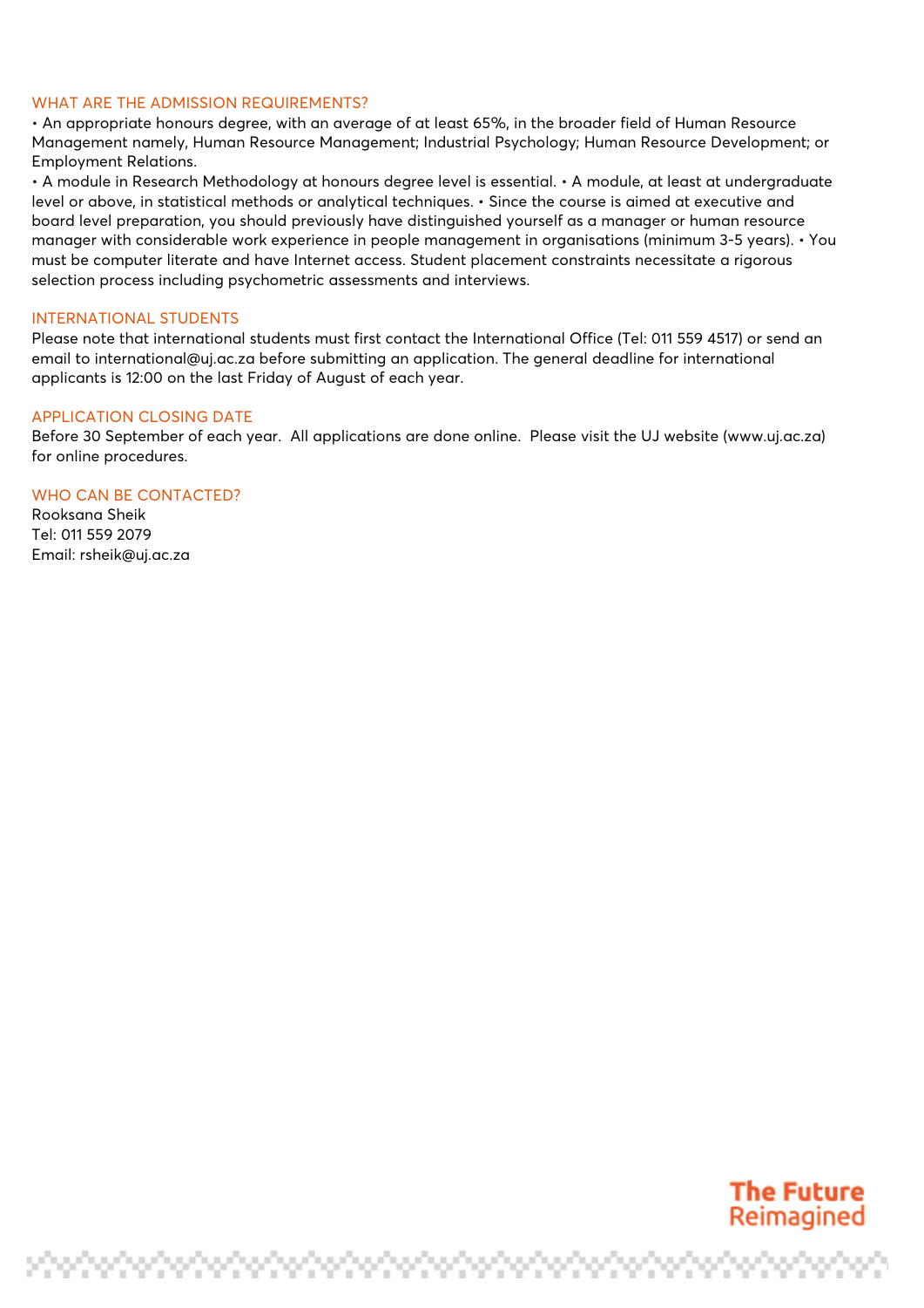## WHAT ARE THE ADMISSION REQUIREMENTS?

• An appropriate honours degree, with an average of at least 65%, in the broader field of Human Resource Management namely, Human Resource Management; Industrial Psychology; Human Resource Development; or Employment Relations.

• A module in Research Methodology at honours degree level is essential. • A module, at least at undergraduate level or above, in statistical methods or analytical techniques. • Since the course is aimed at executive and board level preparation, you should previously have distinguished yourself as a manager or human resource manager with considerable work experience in people management in organisations (minimum 3-5 years). • You must be computer literate and have Internet access. Student placement constraints necessitate a rigorous selection process including psychometric assessments and interviews.

## INTERNATIONAL STUDENTS

Please note that international students must first contact the International Office (Tel: 011 559 4517) or send an email to international@uj.ac.za before submitting an application. The general deadline for international applicants is 12:00 on the last Friday of August of each year.

## APPLICATION CLOSING DATE

Before 30 September of each year. All applications are done online. Please visit the UJ website (www.uj.ac.za) for online procedures.

## WHO CAN BE CONTACTED?

Rooksana Sheik
Tel: 011 559 2079
Email: rsheik@uj.ac.za

The Future Reimagined